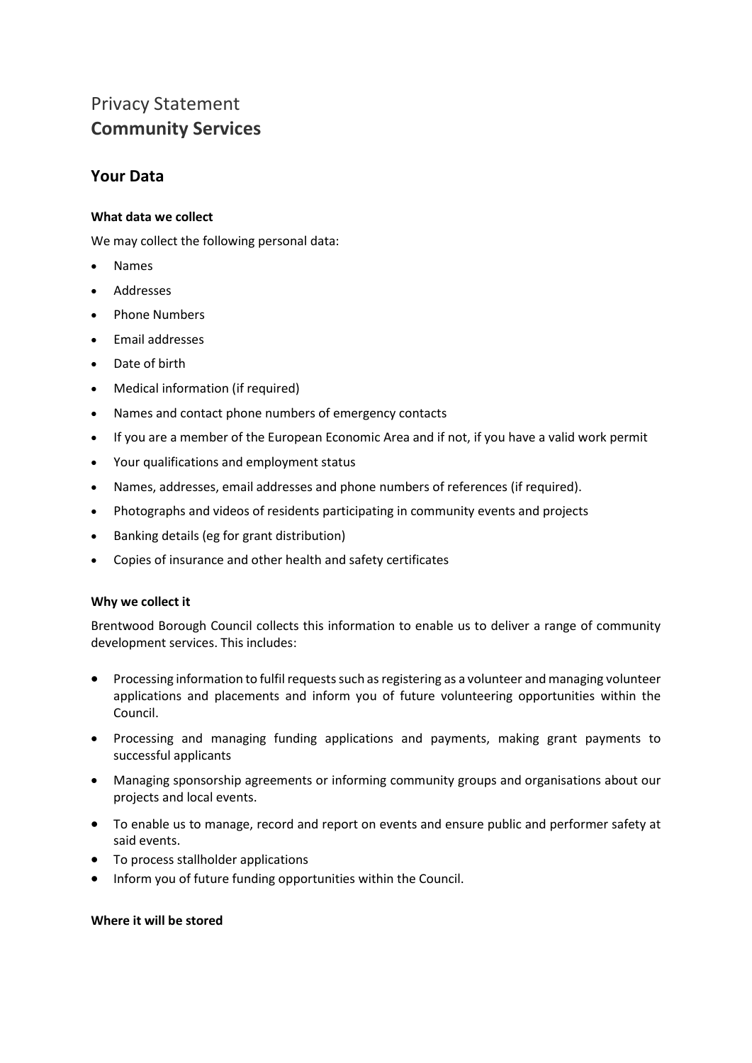# Privacy Statement
# **Community Services**

## Your Data

### What data we collect

We may collect the following personal data:

- Names
- Addresses
- Phone Numbers
- Email addresses
- Date of birth
- Medical information (if required)
- Names and contact phone numbers of emergency contacts
- If you are a member of the European Economic Area and if not, if you have a valid work permit
- Your qualifications and employment status
- Names, addresses, email addresses and phone numbers of references (if required).
- Photographs and videos of residents participating in community events and projects
- Banking details (eg for grant distribution)
- Copies of insurance and other health and safety certificates

### Why we collect it

Brentwood Borough Council collects this information to enable us to deliver a range of community development services. This includes:

- Processing information to fulfil requests such as registering as a volunteer and managing volunteer applications and placements and inform you of future volunteering opportunities within the Council.
- Processing and managing funding applications and payments, making grant payments to successful applicants
- Managing sponsorship agreements or informing community groups and organisations about our projects and local events.
- To enable us to manage, record and report on events and ensure public and performer safety at said events.
- To process stallholder applications
- Inform you of future funding opportunities within the Council.

### Where it will be stored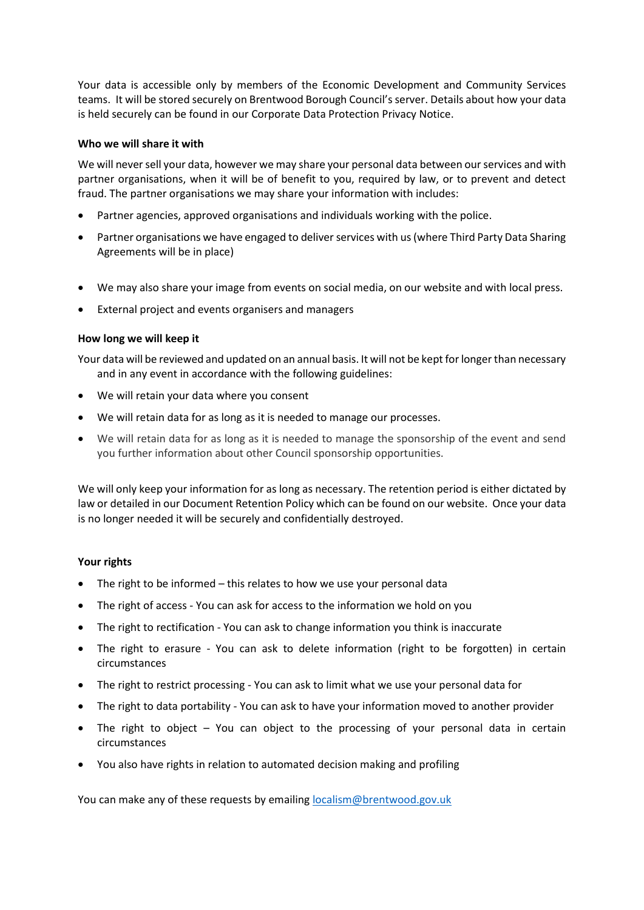Your data is accessible only by members of the Economic Development and Community Services teams. It will be stored securely on Brentwood Borough Council's server. Details about how your data is held securely can be found in our Corporate Data Protection Privacy Notice.

**Who we will share it with**

We will never sell your data, however we may share your personal data between our services and with partner organisations, when it will be of benefit to you, required by law, or to prevent and detect fraud. The partner organisations we may share your information with includes:

- Partner agencies, approved organisations and individuals working with the police.
- Partner organisations we have engaged to deliver services with us (where Third Party Data Sharing Agreements will be in place)
- We may also share your image from events on social media, on our website and with local press.
- External project and events organisers and managers

**How long we will keep it**

Your data will be reviewed and updated on an annual basis. It will not be kept for longer than necessary and in any event in accordance with the following guidelines:

- We will retain your data where you consent
- We will retain data for as long as it is needed to manage our processes.
- We will retain data for as long as it is needed to manage the sponsorship of the event and send you further information about other Council sponsorship opportunities.

We will only keep your information for as long as necessary. The retention period is either dictated by law or detailed in our Document Retention Policy which can be found on our website. Once your data is no longer needed it will be securely and confidentially destroyed.

**Your rights**

- The right to be informed – this relates to how we use your personal data
- The right of access - You can ask for access to the information we hold on you
- The right to rectification - You can ask to change information you think is inaccurate
- The right to erasure - You can ask to delete information (right to be forgotten) in certain circumstances
- The right to restrict processing - You can ask to limit what we use your personal data for
- The right to data portability - You can ask to have your information moved to another provider
- The right to object – You can object to the processing of your personal data in certain circumstances
- You also have rights in relation to automated decision making and profiling

You can make any of these requests by emailing localism@brentwood.gov.uk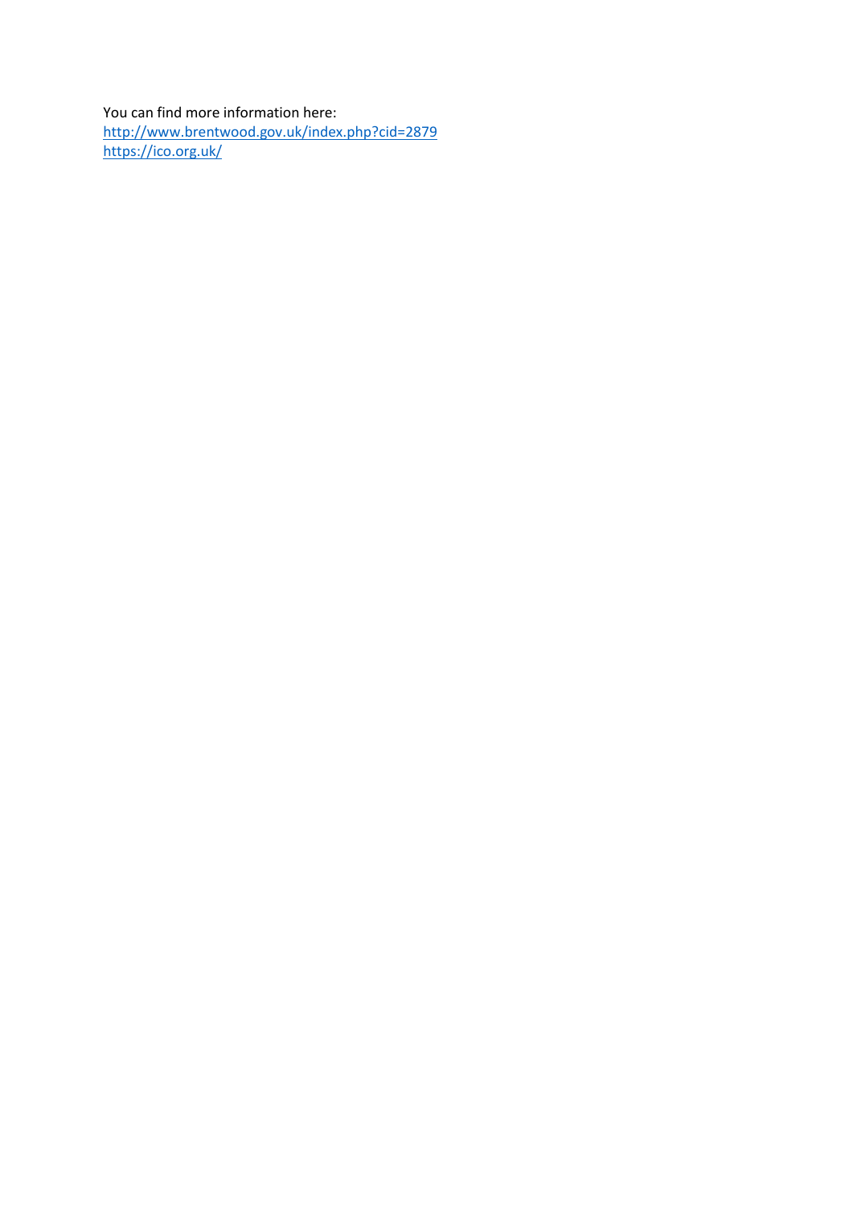You can find more information here:
http://www.brentwood.gov.uk/index.php?cid=2879
https://ico.org.uk/